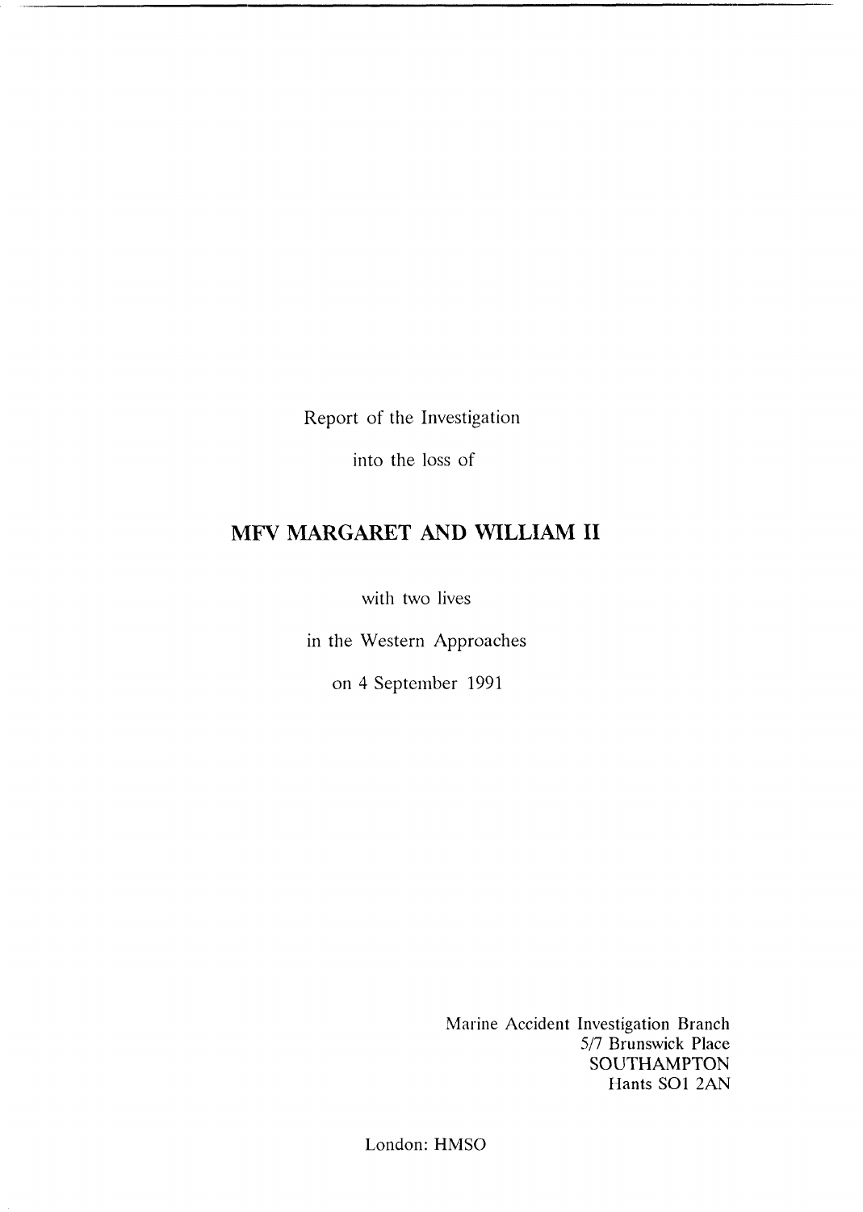Report of the Investigation

into the loss of

# MFV MARGARET AND WILLIAM II

with two lives

in the Western Approaches

on 4 September 1991

Marine Accident Investigation Branch
5/7 Brunswick Place
SOUTHAMPTON
Hants SO1 2AN

London: HMSO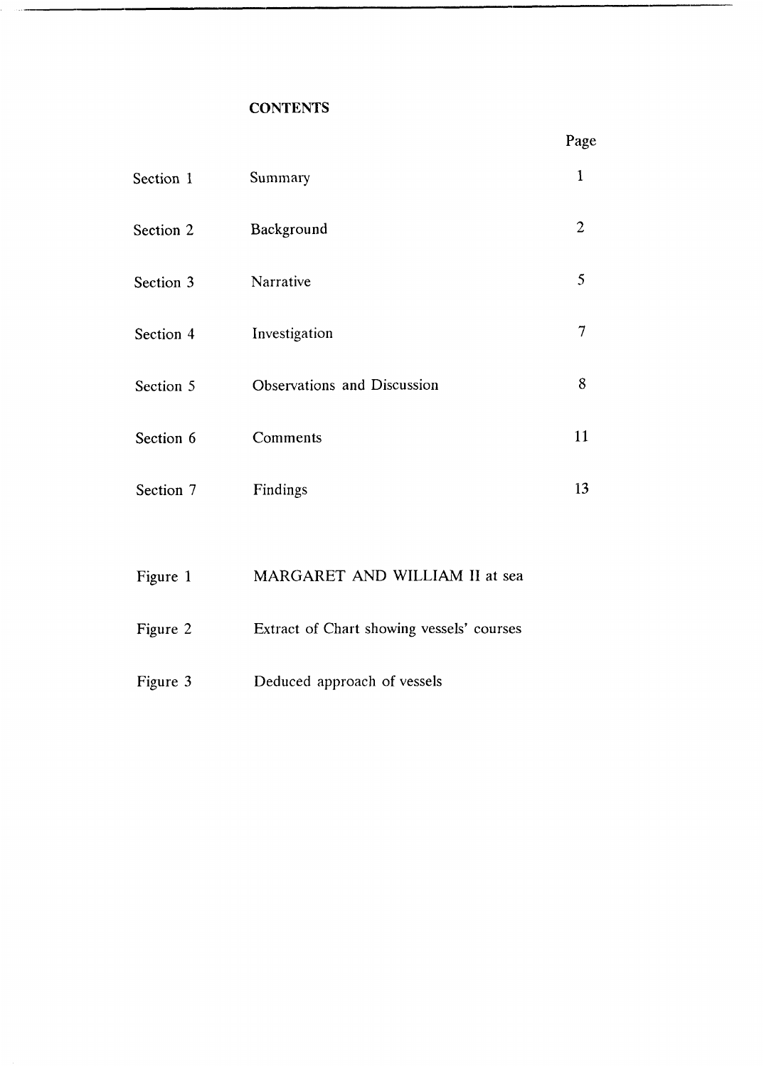## CONTENTS

| | | Page |
|---|---|---|
| Section 1 | Summary | 1 |
| Section 2 | Background | 2 |
| Section 3 | Narrative | 5 |
| Section 4 | Investigation | 7 |
| Section 5 | Observations and Discussion | 8 |
| Section 6 | Comments | 11 |
| Section 7 | Findings | 13 |

| | |
|---|---|
| Figure 1 | MARGARET AND WILLIAM II at sea |
| Figure 2 | Extract of Chart showing vessels' courses |
| Figure 3 | Deduced approach of vessels |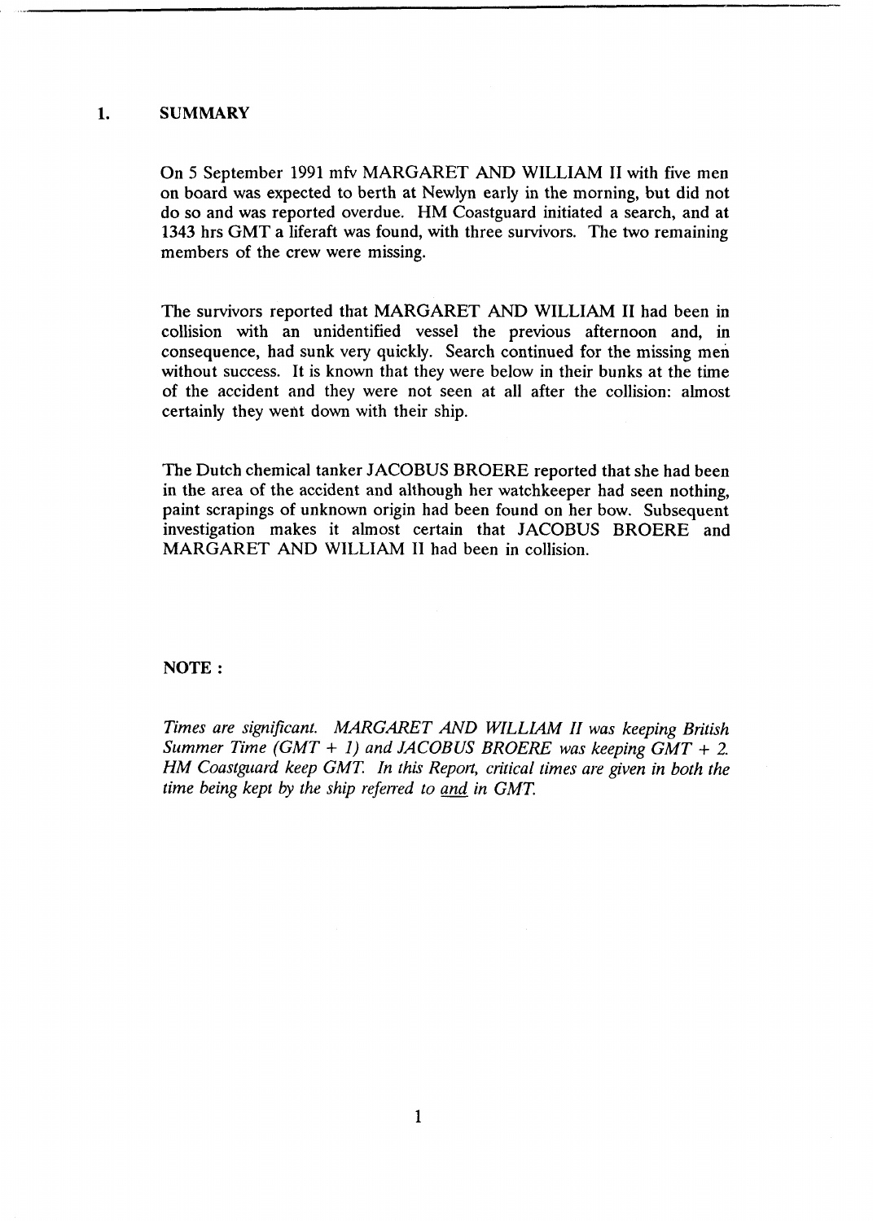## 1. SUMMARY

On 5 September 1991 mfv MARGARET AND WILLIAM II with five men on board was expected to berth at Newlyn early in the morning, but did not do so and was reported overdue. HM Coastguard initiated a search, and at 1343 hrs GMT a liferaft was found, with three survivors. The two remaining members of the crew were missing.

The survivors reported that MARGARET AND WILLIAM II had been in collision with an unidentified vessel the previous afternoon and, in consequence, had sunk very quickly. Search continued for the missing men without success. It is known that they were below in their bunks at the time of the accident and they were not seen at all after the collision: almost certainly they went down with their ship.

The Dutch chemical tanker JACOBUS BROERE reported that she had been in the area of the accident and although her watchkeeper had seen nothing, paint scrapings of unknown origin had been found on her bow. Subsequent investigation makes it almost certain that JACOBUS BROERE and MARGARET AND WILLIAM II had been in collision.

**NOTE :**

*Times are significant. MARGARET AND WILLIAM II was keeping British Summer Time (GMT + 1) and JACOBUS BROERE was keeping GMT + 2. HM Coastguard keep GMT. In this Report, critical times are given in both the time being kept by the ship referred to and in GMT.*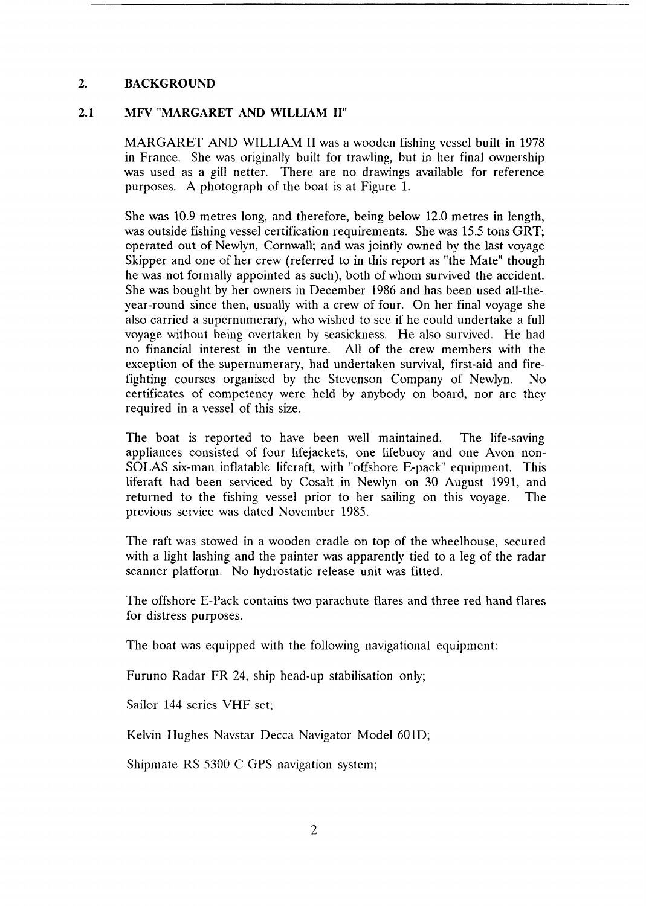## 2. BACKGROUND

### 2.1 MFV "MARGARET AND WILLIAM II"

MARGARET AND WILLIAM II was a wooden fishing vessel built in 1978 in France. She was originally built for trawling, but in her final ownership was used as a gill netter. There are no drawings available for reference purposes. A photograph of the boat is at Figure 1.

She was 10.9 metres long, and therefore, being below 12.0 metres in length, was outside fishing vessel certification requirements. She was 15.5 tons GRT; operated out of Newlyn, Cornwall; and was jointly owned by the last voyage Skipper and one of her crew (referred to in this report as "the Mate" though he was not formally appointed as such), both of whom survived the accident. She was bought by her owners in December 1986 and has been used all-the-year-round since then, usually with a crew of four. On her final voyage she also carried a supernumerary, who wished to see if he could undertake a full voyage without being overtaken by seasickness. He also survived. He had no financial interest in the venture. All of the crew members with the exception of the supernumerary, had undertaken survival, first-aid and fire-fighting courses organised by the Stevenson Company of Newlyn. No certificates of competency were held by anybody on board, nor are they required in a vessel of this size.

The boat is reported to have been well maintained. The life-saving appliances consisted of four lifejackets, one lifebuoy and one Avon non-SOLAS six-man inflatable liferaft, with "offshore E-pack" equipment. This liferaft had been serviced by Cosalt in Newlyn on 30 August 1991, and returned to the fishing vessel prior to her sailing on this voyage. The previous service was dated November 1985.

The raft was stowed in a wooden cradle on top of the wheelhouse, secured with a light lashing and the painter was apparently tied to a leg of the radar scanner platform. No hydrostatic release unit was fitted.

The offshore E-Pack contains two parachute flares and three red hand flares for distress purposes.

The boat was equipped with the following navigational equipment:

Furuno Radar FR 24, ship head-up stabilisation only;

Sailor 144 series VHF set;

Kelvin Hughes Navstar Decca Navigator Model 601D;

Shipmate RS 5300 C GPS navigation system;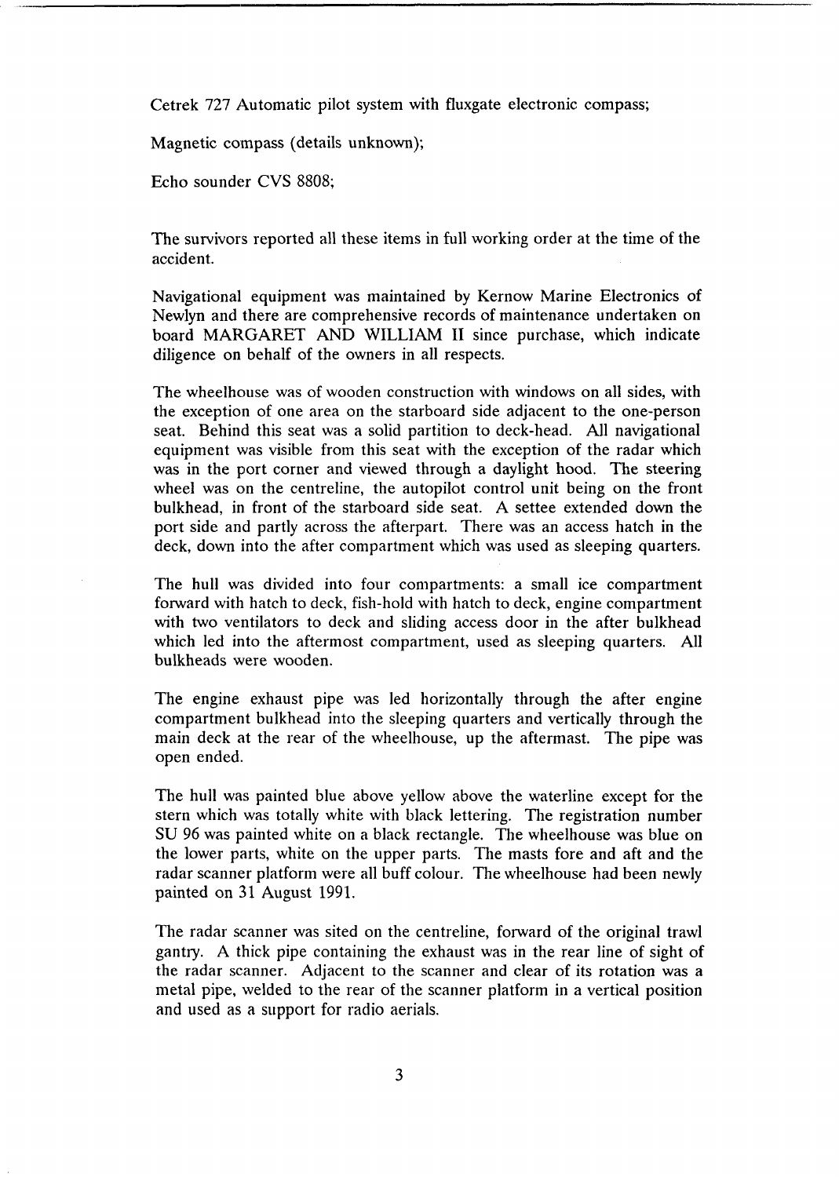Cetrek 727 Automatic pilot system with fluxgate electronic compass;

Magnetic compass (details unknown);

Echo sounder CVS 8808;

The survivors reported all these items in full working order at the time of the accident.

Navigational equipment was maintained by Kernow Marine Electronics of Newlyn and there are comprehensive records of maintenance undertaken on board MARGARET AND WILLIAM II since purchase, which indicate diligence on behalf of the owners in all respects.

The wheelhouse was of wooden construction with windows on all sides, with the exception of one area on the starboard side adjacent to the one-person seat. Behind this seat was a solid partition to deck-head. All navigational equipment was visible from this seat with the exception of the radar which was in the port corner and viewed through a daylight hood. The steering wheel was on the centreline, the autopilot control unit being on the front bulkhead, in front of the starboard side seat. A settee extended down the port side and partly across the afterpart. There was an access hatch in the deck, down into the after compartment which was used as sleeping quarters.

The hull was divided into four compartments: a small ice compartment forward with hatch to deck, fish-hold with hatch to deck, engine compartment with two ventilators to deck and sliding access door in the after bulkhead which led into the aftermost compartment, used as sleeping quarters. All bulkheads were wooden.

The engine exhaust pipe was led horizontally through the after engine compartment bulkhead into the sleeping quarters and vertically through the main deck at the rear of the wheelhouse, up the aftermast. The pipe was open ended.

The hull was painted blue above yellow above the waterline except for the stern which was totally white with black lettering. The registration number SU 96 was painted white on a black rectangle. The wheelhouse was blue on the lower parts, white on the upper parts. The masts fore and aft and the radar scanner platform were all buff colour. The wheelhouse had been newly painted on 31 August 1991.

The radar scanner was sited on the centreline, forward of the original trawl gantry. A thick pipe containing the exhaust was in the rear line of sight of the radar scanner. Adjacent to the scanner and clear of its rotation was a metal pipe, welded to the rear of the scanner platform in a vertical position and used as a support for radio aerials.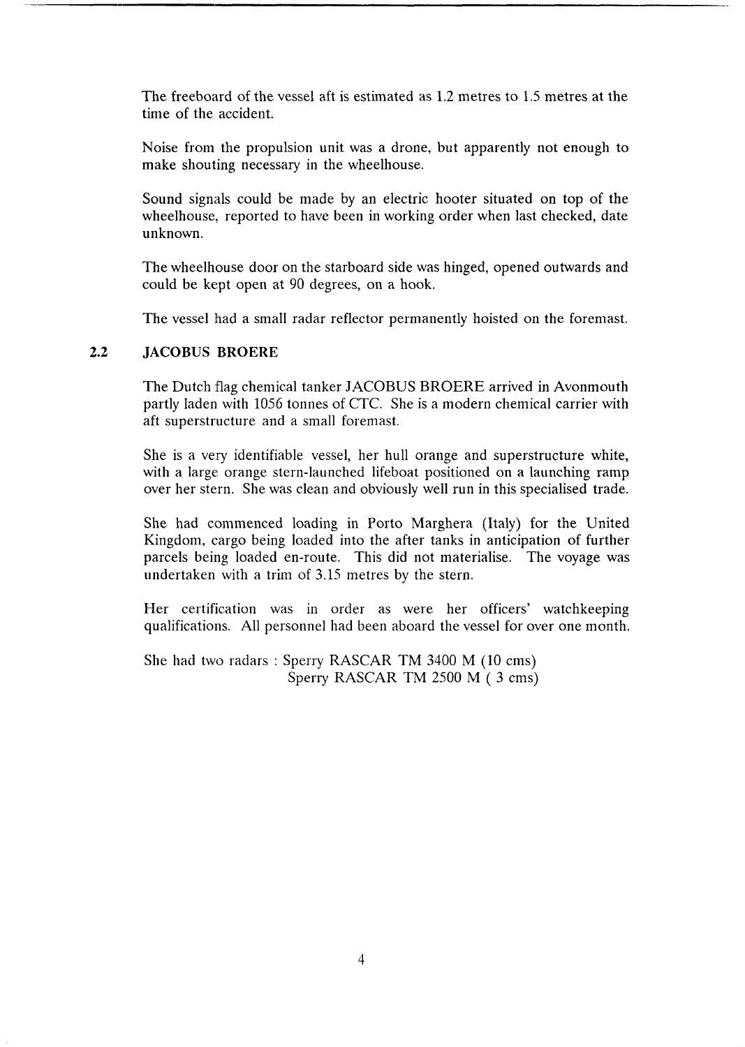The freeboard of the vessel aft is estimated as 1.2 metres to 1.5 metres at the time of the accident.

Noise from the propulsion unit was a drone, but apparently not enough to make shouting necessary in the wheelhouse.

Sound signals could be made by an electric hooter situated on top of the wheelhouse, reported to have been in working order when last checked, date unknown.

The wheelhouse door on the starboard side was hinged, opened outwards and could be kept open at 90 degrees, on a hook.

The vessel had a small radar reflector permanently hoisted on the foremast.

## 2.2 JACOBUS BROERE

The Dutch flag chemical tanker JACOBUS BROERE arrived in Avonmouth partly laden with 1056 tonnes of CTC. She is a modern chemical carrier with aft superstructure and a small foremast.

She is a very identifiable vessel, her hull orange and superstructure white, with a large orange stern-launched lifeboat positioned on a launching ramp over her stern. She was clean and obviously well run in this specialised trade.

She had commenced loading in Porto Marghera (Italy) for the United Kingdom, cargo being loaded into the after tanks in anticipation of further parcels being loaded en-route. This did not materialise. The voyage was undertaken with a trim of 3.15 metres by the stern.

Her certification was in order as were her officers' watchkeeping qualifications. All personnel had been aboard the vessel for over one month.

She had two radars : Sperry RASCAR TM 3400 M (10 cms)
Sperry RASCAR TM 2500 M ( 3 cms)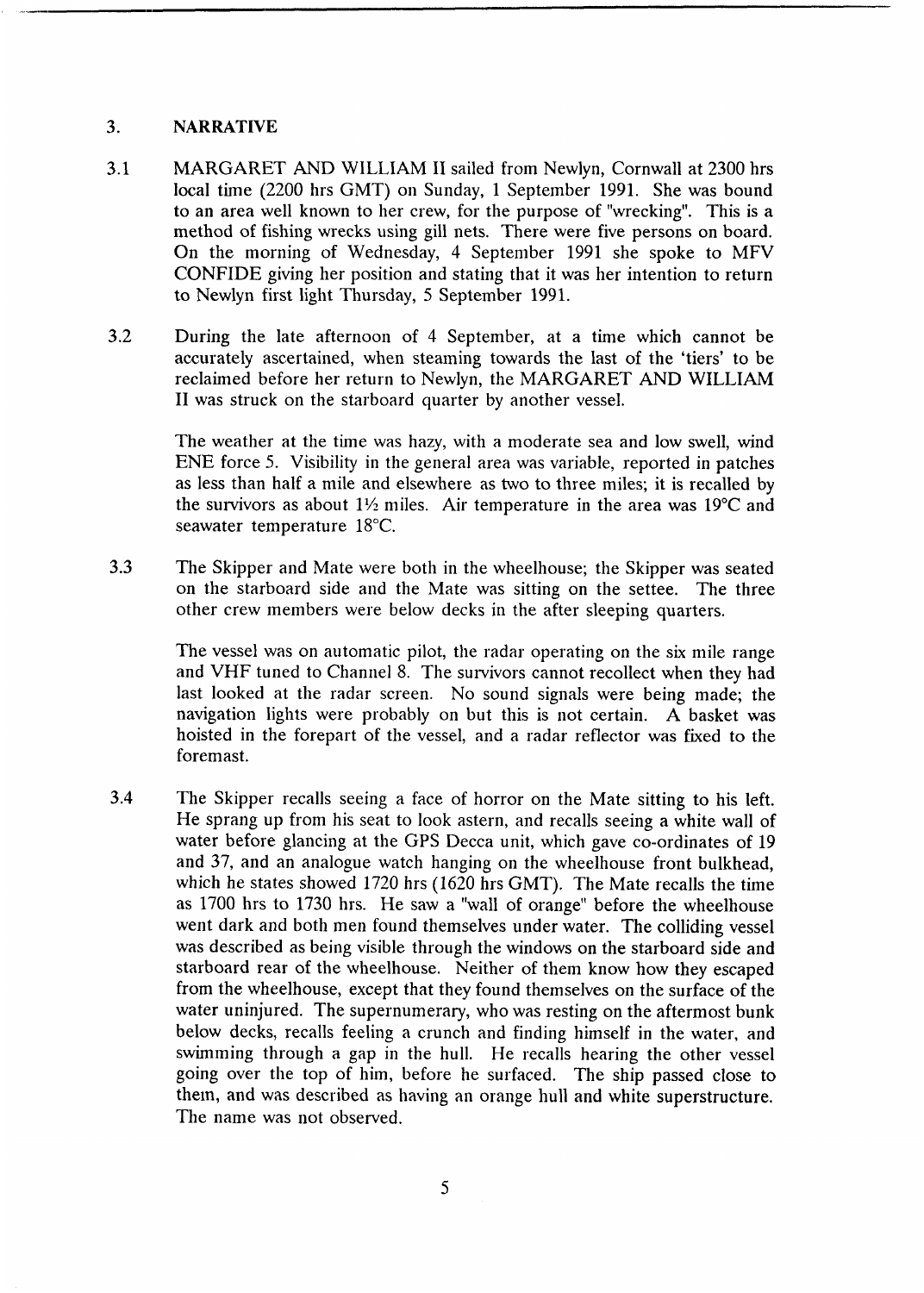## 3. NARRATIVE

3.1 MARGARET AND WILLIAM II sailed from Newlyn, Cornwall at 2300 hrs local time (2200 hrs GMT) on Sunday, 1 September 1991. She was bound to an area well known to her crew, for the purpose of "wrecking". This is a method of fishing wrecks using gill nets. There were five persons on board. On the morning of Wednesday, 4 September 1991 she spoke to MFV CONFIDE giving her position and stating that it was her intention to return to Newlyn first light Thursday, 5 September 1991.

3.2 During the late afternoon of 4 September, at a time which cannot be accurately ascertained, when steaming towards the last of the 'tiers' to be reclaimed before her return to Newlyn, the MARGARET AND WILLIAM II was struck on the starboard quarter by another vessel.

The weather at the time was hazy, with a moderate sea and low swell, wind ENE force 5. Visibility in the general area was variable, reported in patches as less than half a mile and elsewhere as two to three miles; it is recalled by the survivors as about 1½ miles. Air temperature in the area was 19°C and seawater temperature 18°C.

3.3 The Skipper and Mate were both in the wheelhouse; the Skipper was seated on the starboard side and the Mate was sitting on the settee. The three other crew members were below decks in the after sleeping quarters.

The vessel was on automatic pilot, the radar operating on the six mile range and VHF tuned to Channel 8. The survivors cannot recollect when they had last looked at the radar screen. No sound signals were being made; the navigation lights were probably on but this is not certain. A basket was hoisted in the forepart of the vessel, and a radar reflector was fixed to the foremast.

3.4 The Skipper recalls seeing a face of horror on the Mate sitting to his left. He sprang up from his seat to look astern, and recalls seeing a white wall of water before glancing at the GPS Decca unit, which gave co-ordinates of 19 and 37, and an analogue watch hanging on the wheelhouse front bulkhead, which he states showed 1720 hrs (1620 hrs GMT). The Mate recalls the time as 1700 hrs to 1730 hrs. He saw a "wall of orange" before the wheelhouse went dark and both men found themselves under water. The colliding vessel was described as being visible through the windows on the starboard side and starboard rear of the wheelhouse. Neither of them know how they escaped from the wheelhouse, except that they found themselves on the surface of the water uninjured. The supernumerary, who was resting on the aftermost bunk below decks, recalls feeling a crunch and finding himself in the water, and swimming through a gap in the hull. He recalls hearing the other vessel going over the top of him, before he surfaced. The ship passed close to them, and was described as having an orange hull and white superstructure. The name was not observed.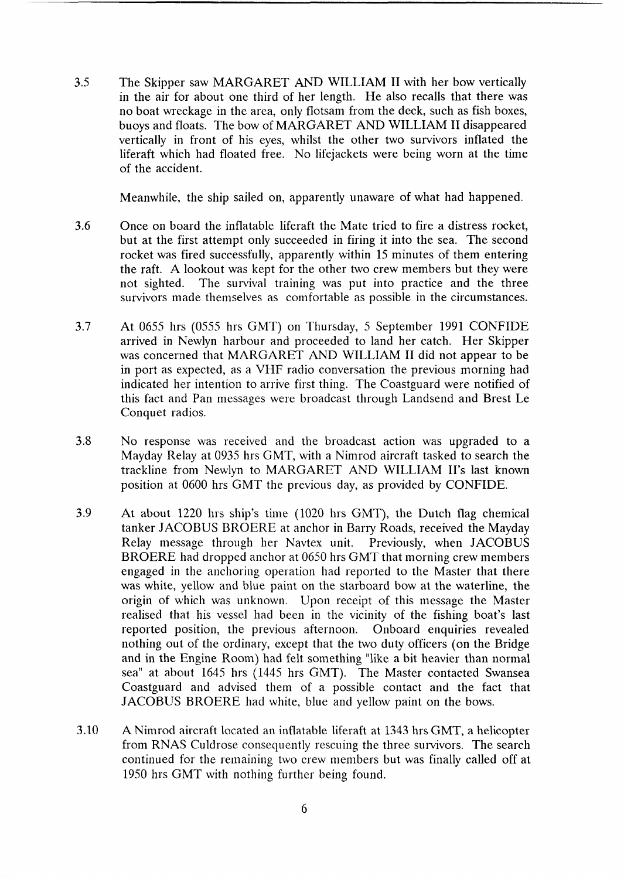3.5 The Skipper saw MARGARET AND WILLIAM II with her bow vertically in the air for about one third of her length. He also recalls that there was no boat wreckage in the area, only flotsam from the deck, such as fish boxes, buoys and floats. The bow of MARGARET AND WILLIAM II disappeared vertically in front of his eyes, whilst the other two survivors inflated the liferaft which had floated free. No lifejackets were being worn at the time of the accident.

Meanwhile, the ship sailed on, apparently unaware of what had happened.

3.6 Once on board the inflatable liferaft the Mate tried to fire a distress rocket, but at the first attempt only succeeded in firing it into the sea. The second rocket was fired successfully, apparently within 15 minutes of them entering the raft. A lookout was kept for the other two crew members but they were not sighted. The survival training was put into practice and the three survivors made themselves as comfortable as possible in the circumstances.

3.7 At 0655 hrs (0555 hrs GMT) on Thursday, 5 September 1991 CONFIDE arrived in Newlyn harbour and proceeded to land her catch. Her Skipper was concerned that MARGARET AND WILLIAM II did not appear to be in port as expected, as a VHF radio conversation the previous morning had indicated her intention to arrive first thing. The Coastguard were notified of this fact and Pan messages were broadcast through Landsend and Brest Le Conquet radios.

3.8 No response was received and the broadcast action was upgraded to a Mayday Relay at 0935 hrs GMT, with a Nimrod aircraft tasked to search the trackline from Newlyn to MARGARET AND WILLIAM II's last known position at 0600 hrs GMT the previous day, as provided by CONFIDE.

3.9 At about 1220 hrs ship's time (1020 hrs GMT), the Dutch flag chemical tanker JACOBUS BROERE at anchor in Barry Roads, received the Mayday Relay message through her Navtex unit. Previously, when JACOBUS BROERE had dropped anchor at 0650 hrs GMT that morning crew members engaged in the anchoring operation had reported to the Master that there was white, yellow and blue paint on the starboard bow at the waterline, the origin of which was unknown. Upon receipt of this message the Master realised that his vessel had been in the vicinity of the fishing boat's last reported position, the previous afternoon. Onboard enquiries revealed nothing out of the ordinary, except that the two duty officers (on the Bridge and in the Engine Room) had felt something "like a bit heavier than normal sea" at about 1645 hrs (1445 hrs GMT). The Master contacted Swansea Coastguard and advised them of a possible contact and the fact that JACOBUS BROERE had white, blue and yellow paint on the bows.

3.10 A Nimrod aircraft located an inflatable liferaft at 1343 hrs GMT, a helicopter from RNAS Culdrose consequently rescuing the three survivors. The search continued for the remaining two crew members but was finally called off at 1950 hrs GMT with nothing further being found.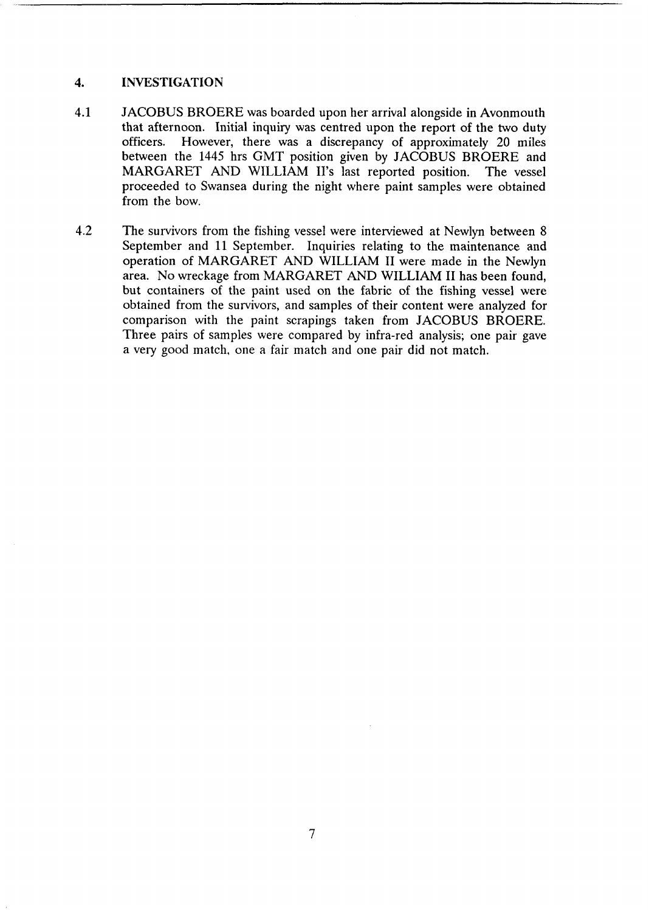## 4. INVESTIGATION

4.1 JACOBUS BROERE was boarded upon her arrival alongside in Avonmouth that afternoon. Initial inquiry was centred upon the report of the two duty officers. However, there was a discrepancy of approximately 20 miles between the 1445 hrs GMT position given by JACOBUS BROERE and MARGARET AND WILLIAM II's last reported position. The vessel proceeded to Swansea during the night where paint samples were obtained from the bow.

4.2 The survivors from the fishing vessel were interviewed at Newlyn between 8 September and 11 September. Inquiries relating to the maintenance and operation of MARGARET AND WILLIAM II were made in the Newlyn area. No wreckage from MARGARET AND WILLIAM II has been found, but containers of the paint used on the fabric of the fishing vessel were obtained from the survivors, and samples of their content were analyzed for comparison with the paint scrapings taken from JACOBUS BROERE. Three pairs of samples were compared by infra-red analysis; one pair gave a very good match, one a fair match and one pair did not match.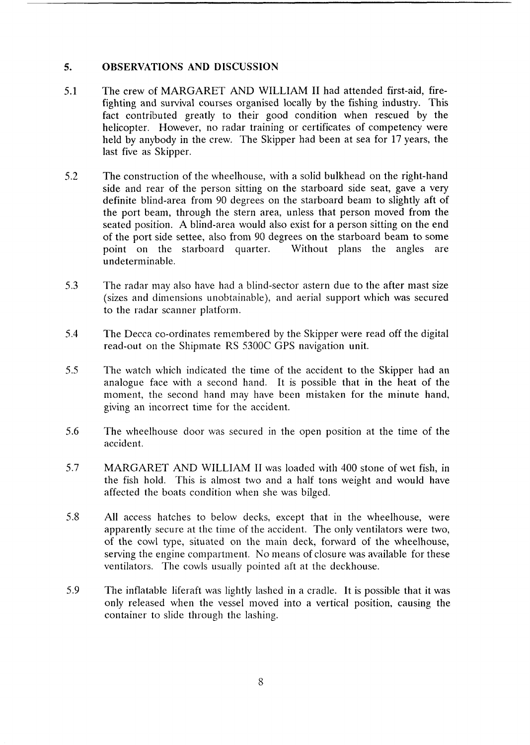## 5. OBSERVATIONS AND DISCUSSION

5.1 The crew of MARGARET AND WILLIAM II had attended first-aid, fire-fighting and survival courses organised locally by the fishing industry. This fact contributed greatly to their good condition when rescued by the helicopter. However, no radar training or certificates of competency were held by anybody in the crew. The Skipper had been at sea for 17 years, the last five as Skipper.

5.2 The construction of the wheelhouse, with a solid bulkhead on the right-hand side and rear of the person sitting on the starboard side seat, gave a very definite blind-area from 90 degrees on the starboard beam to slightly aft of the port beam, through the stern area, unless that person moved from the seated position. A blind-area would also exist for a person sitting on the end of the port side settee, also from 90 degrees on the starboard beam to some point on the starboard quarter. Without plans the angles are undeterminable.

5.3 The radar may also have had a blind-sector astern due to the after mast size (sizes and dimensions unobtainable), and aerial support which was secured to the radar scanner platform.

5.4 The Decca co-ordinates remembered by the Skipper were read off the digital read-out on the Shipmate RS 5300C GPS navigation unit.

5.5 The watch which indicated the time of the accident to the Skipper had an analogue face with a second hand. It is possible that in the heat of the moment, the second hand may have been mistaken for the minute hand, giving an incorrect time for the accident.

5.6 The wheelhouse door was secured in the open position at the time of the accident.

5.7 MARGARET AND WILLIAM II was loaded with 400 stone of wet fish, in the fish hold. This is almost two and a half tons weight and would have affected the boats condition when she was bilged.

5.8 All access hatches to below decks, except that in the wheelhouse, were apparently secure at the time of the accident. The only ventilators were two, of the cowl type, situated on the main deck, forward of the wheelhouse, serving the engine compartment. No means of closure was available for these ventilators. The cowls usually pointed aft at the deckhouse.

5.9 The inflatable liferaft was lightly lashed in a cradle. It is possible that it was only released when the vessel moved into a vertical position, causing the container to slide through the lashing.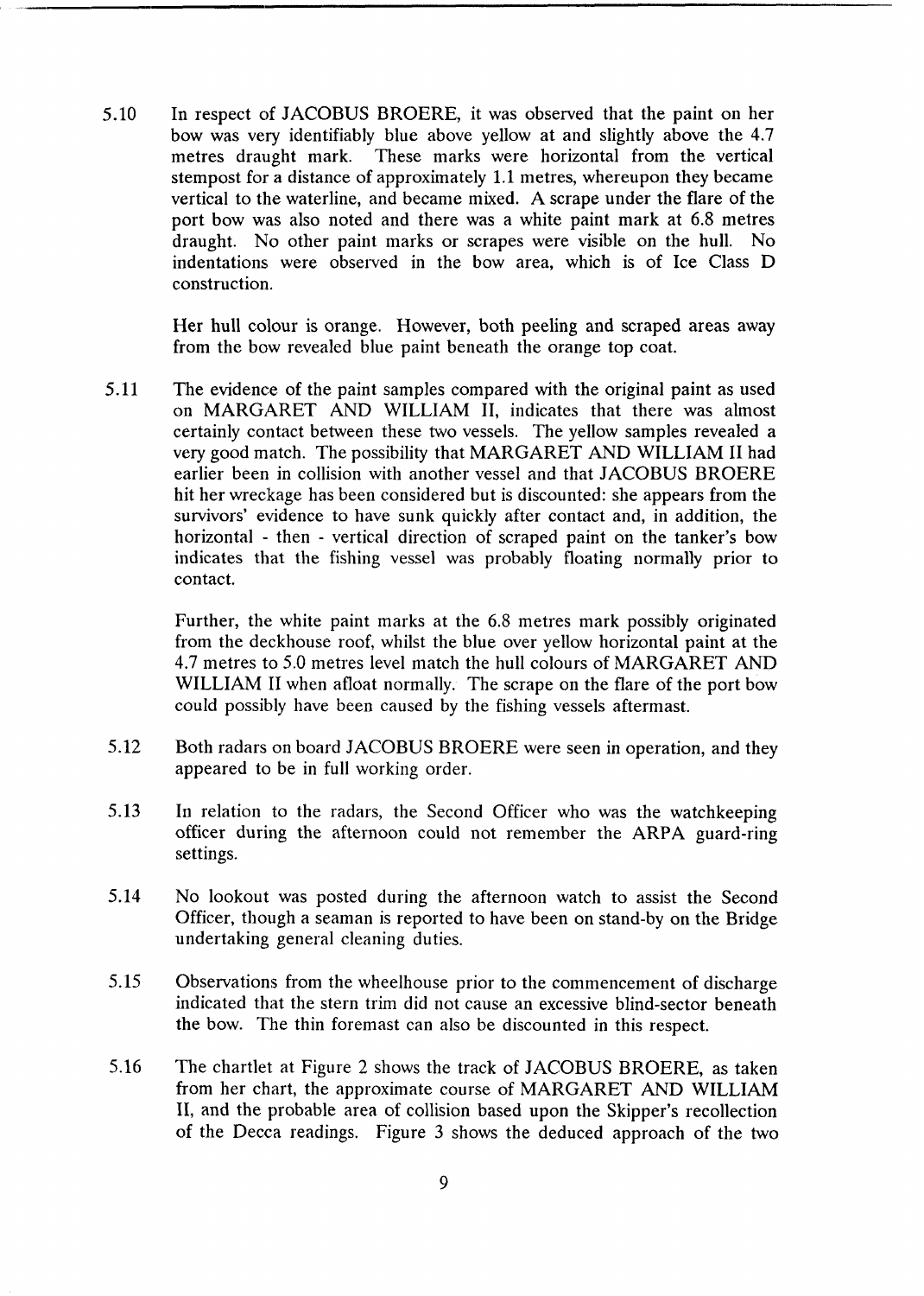5.10 In respect of JACOBUS BROERE, it was observed that the paint on her bow was very identifiably blue above yellow at and slightly above the 4.7 metres draught mark. These marks were horizontal from the vertical stempost for a distance of approximately 1.1 metres, whereupon they became vertical to the waterline, and became mixed. A scrape under the flare of the port bow was also noted and there was a white paint mark at 6.8 metres draught. No other paint marks or scrapes were visible on the hull. No indentations were observed in the bow area, which is of Ice Class D construction.

Her hull colour is orange. However, both peeling and scraped areas away from the bow revealed blue paint beneath the orange top coat.

5.11 The evidence of the paint samples compared with the original paint as used on MARGARET AND WILLIAM II, indicates that there was almost certainly contact between these two vessels. The yellow samples revealed a very good match. The possibility that MARGARET AND WILLIAM II had earlier been in collision with another vessel and that JACOBUS BROERE hit her wreckage has been considered but is discounted: she appears from the survivors' evidence to have sunk quickly after contact and, in addition, the horizontal - then - vertical direction of scraped paint on the tanker's bow indicates that the fishing vessel was probably floating normally prior to contact.

Further, the white paint marks at the 6.8 metres mark possibly originated from the deckhouse roof, whilst the blue over yellow horizontal paint at the 4.7 metres to 5.0 metres level match the hull colours of MARGARET AND WILLIAM II when afloat normally. The scrape on the flare of the port bow could possibly have been caused by the fishing vessels aftermast.

5.12 Both radars on board JACOBUS BROERE were seen in operation, and they appeared to be in full working order.

5.13 In relation to the radars, the Second Officer who was the watchkeeping officer during the afternoon could not remember the ARPA guard-ring settings.

5.14 No lookout was posted during the afternoon watch to assist the Second Officer, though a seaman is reported to have been on stand-by on the Bridge undertaking general cleaning duties.

5.15 Observations from the wheelhouse prior to the commencement of discharge indicated that the stern trim did not cause an excessive blind-sector beneath the bow. The thin foremast can also be discounted in this respect.

5.16 The chartlet at Figure 2 shows the track of JACOBUS BROERE, as taken from her chart, the approximate course of MARGARET AND WILLIAM II, and the probable area of collision based upon the Skipper's recollection of the Decca readings. Figure 3 shows the deduced approach of the two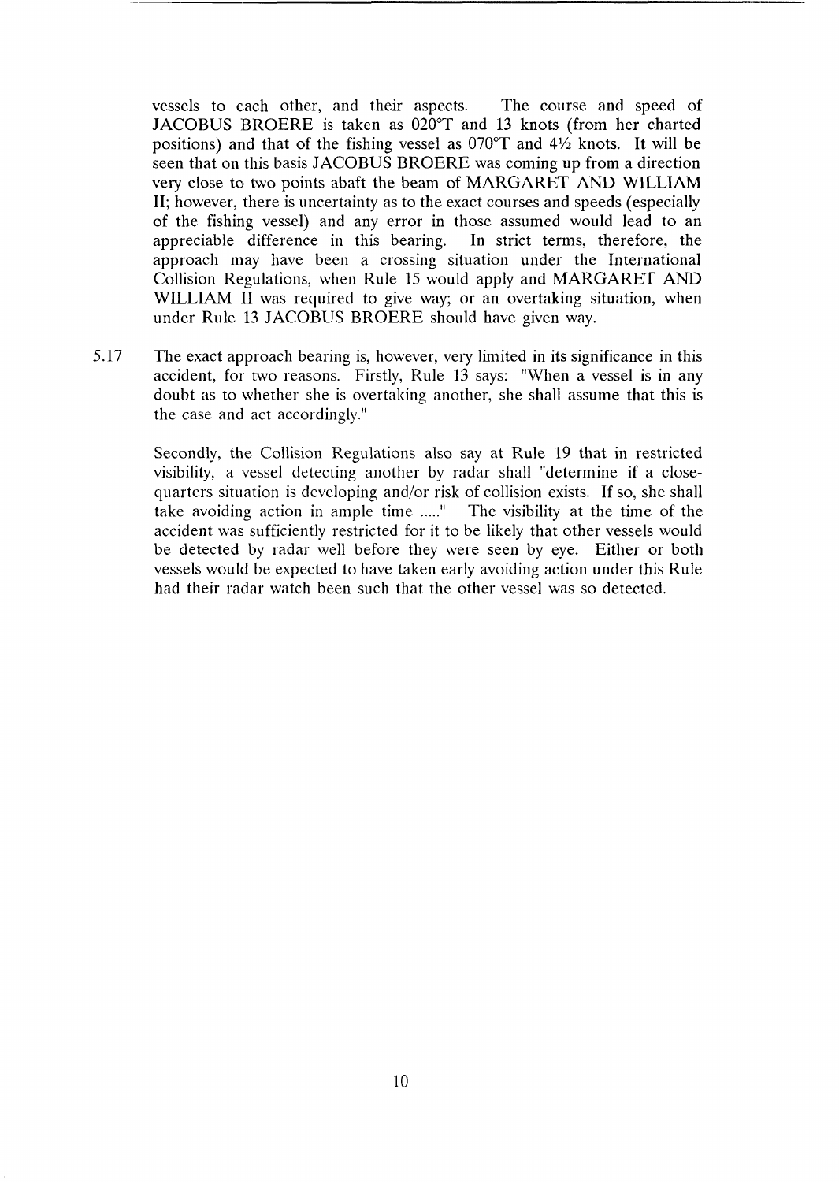vessels to each other, and their aspects. The course and speed of JACOBUS BROERE is taken as 020°T and 13 knots (from her charted positions) and that of the fishing vessel as 070°T and 4½ knots. It will be seen that on this basis JACOBUS BROERE was coming up from a direction very close to two points abaft the beam of MARGARET AND WILLIAM II; however, there is uncertainty as to the exact courses and speeds (especially of the fishing vessel) and any error in those assumed would lead to an appreciable difference in this bearing. In strict terms, therefore, the approach may have been a crossing situation under the International Collision Regulations, when Rule 15 would apply and MARGARET AND WILLIAM II was required to give way; or an overtaking situation, when under Rule 13 JACOBUS BROERE should have given way.

5.17 The exact approach bearing is, however, very limited in its significance in this accident, for two reasons. Firstly, Rule 13 says: "When a vessel is in any doubt as to whether she is overtaking another, she shall assume that this is the case and act accordingly."

Secondly, the Collision Regulations also say at Rule 19 that in restricted visibility, a vessel detecting another by radar shall "determine if a close-quarters situation is developing and/or risk of collision exists. If so, she shall take avoiding action in ample time ....." The visibility at the time of the accident was sufficiently restricted for it to be likely that other vessels would be detected by radar well before they were seen by eye. Either or both vessels would be expected to have taken early avoiding action under this Rule had their radar watch been such that the other vessel was so detected.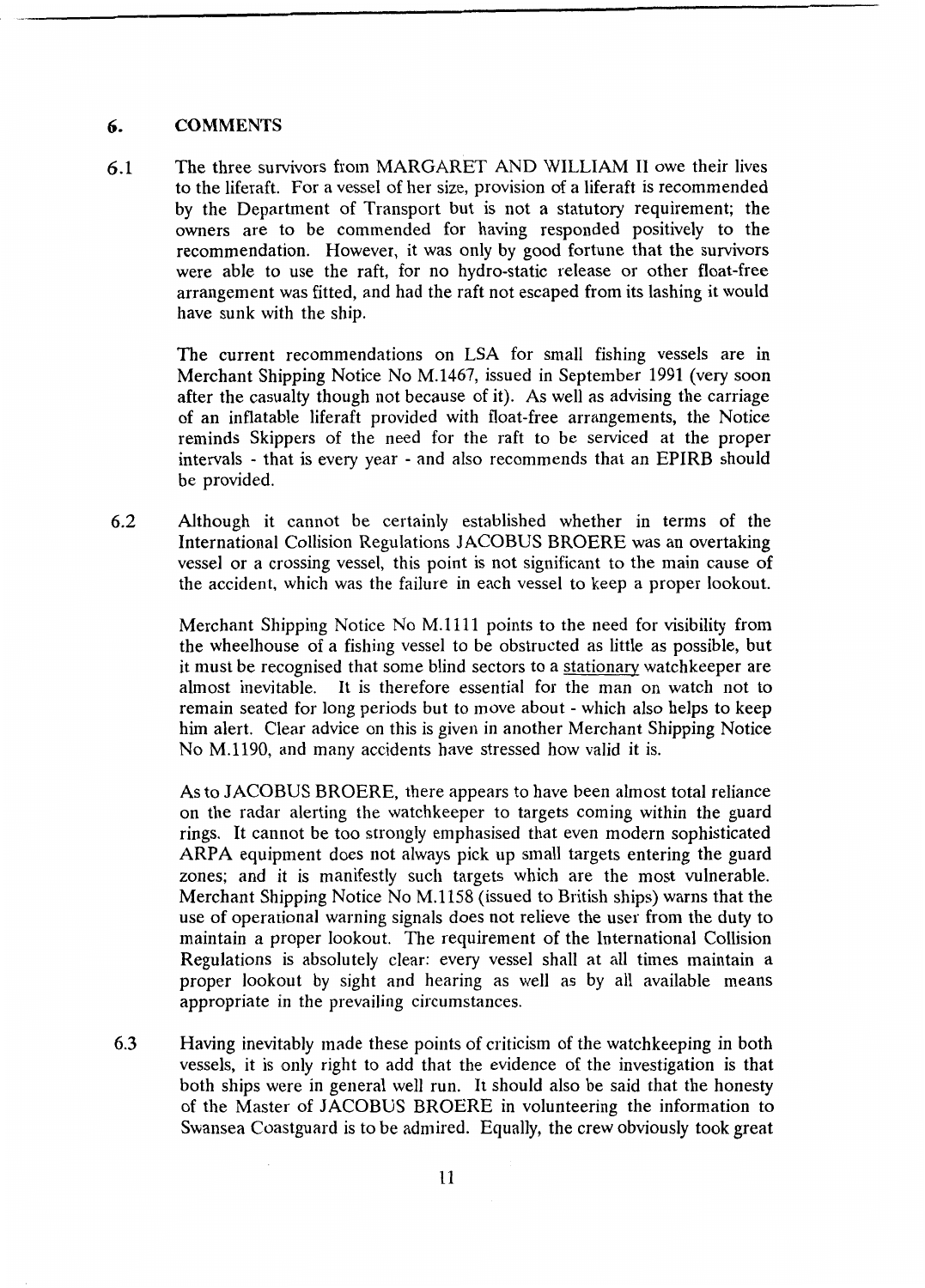## 6. COMMENTS

6.1 The three survivors from MARGARET AND WILLIAM II owe their lives to the liferaft. For a vessel of her size, provision of a liferaft is recommended by the Department of Transport but is not a statutory requirement; the owners are to be commended for having responded positively to the recommendation. However, it was only by good fortune that the survivors were able to use the raft, for no hydro-static release or other float-free arrangement was fitted, and had the raft not escaped from its lashing it would have sunk with the ship.

The current recommendations on LSA for small fishing vessels are in Merchant Shipping Notice No M.1467, issued in September 1991 (very soon after the casualty though not because of it). As well as advising the carriage of an inflatable liferaft provided with float-free arrangements, the Notice reminds Skippers of the need for the raft to be serviced at the proper intervals - that is every year - and also recommends that an EPIRB should be provided.

6.2 Although it cannot be certainly established whether in terms of the International Collision Regulations JACOBUS BROERE was an overtaking vessel or a crossing vessel, this point is not significant to the main cause of the accident, which was the failure in each vessel to keep a proper lookout.

Merchant Shipping Notice No M.1111 points to the need for visibility from the wheelhouse of a fishing vessel to be obstructed as little as possible, but it must be recognised that some blind sectors to a stationary watchkeeper are almost inevitable. It is therefore essential for the man on watch not to remain seated for long periods but to move about - which also helps to keep him alert. Clear advice on this is given in another Merchant Shipping Notice No M.1190, and many accidents have stressed how valid it is.

As to JACOBUS BROERE, there appears to have been almost total reliance on the radar alerting the watchkeeper to targets coming within the guard rings. It cannot be too strongly emphasised that even modern sophisticated ARPA equipment does not always pick up small targets entering the guard zones; and it is manifestly such targets which are the most vulnerable. Merchant Shipping Notice No M.1158 (issued to British ships) warns that the use of operational warning signals does not relieve the user from the duty to maintain a proper lookout. The requirement of the International Collision Regulations is absolutely clear: every vessel shall at all times maintain a proper lookout by sight and hearing as well as by all available means appropriate in the prevailing circumstances.

6.3 Having inevitably made these points of criticism of the watchkeeping in both vessels, it is only right to add that the evidence of the investigation is that both ships were in general well run. It should also be said that the honesty of the Master of JACOBUS BROERE in volunteering the information to Swansea Coastguard is to be admired. Equally, the crew obviously took great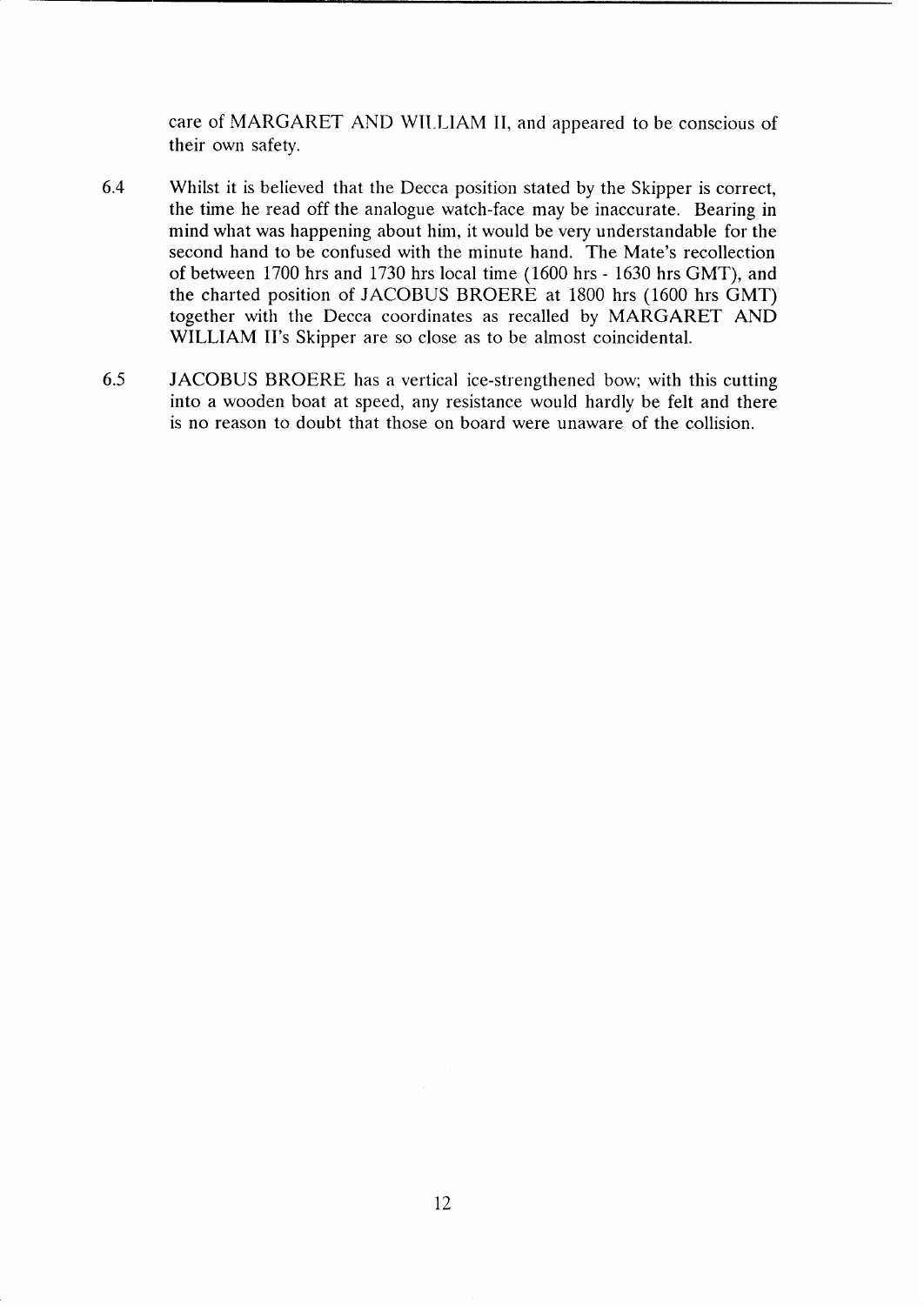care of MARGARET AND WILLIAM II, and appeared to be conscious of their own safety.

6.4 Whilst it is believed that the Decca position stated by the Skipper is correct, the time he read off the analogue watch-face may be inaccurate. Bearing in mind what was happening about him, it would be very understandable for the second hand to be confused with the minute hand. The Mate's recollection of between 1700 hrs and 1730 hrs local time (1600 hrs - 1630 hrs GMT), and the charted position of JACOBUS BROERE at 1800 hrs (1600 hrs GMT) together with the Decca coordinates as recalled by MARGARET AND WILLIAM II's Skipper are so close as to be almost coincidental.

6.5 JACOBUS BROERE has a vertical ice-strengthened bow; with this cutting into a wooden boat at speed, any resistance would hardly be felt and there is no reason to doubt that those on board were unaware of the collision.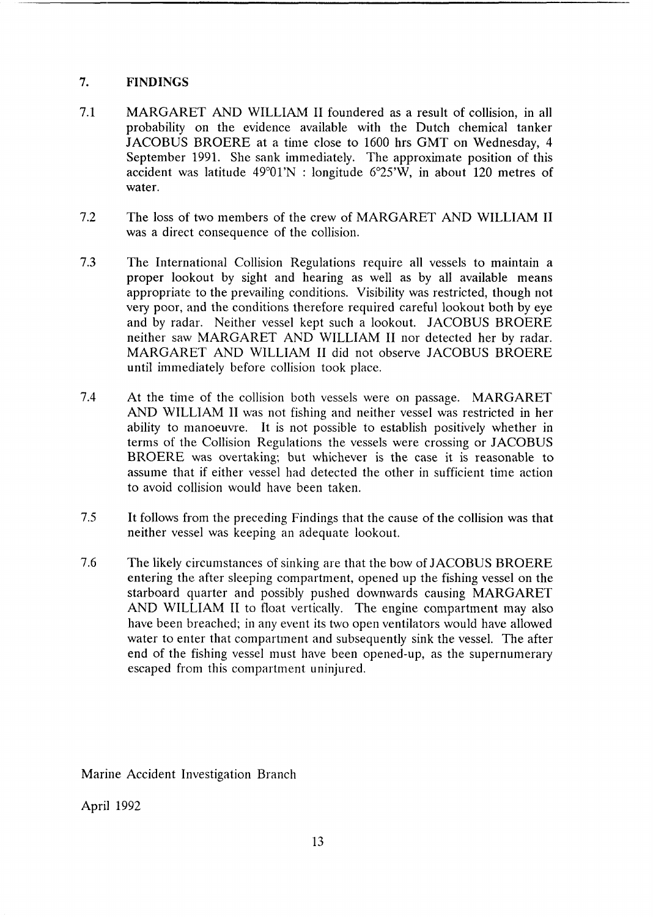## 7. FINDINGS

7.1 MARGARET AND WILLIAM II foundered as a result of collision, in all probability on the evidence available with the Dutch chemical tanker JACOBUS BROERE at a time close to 1600 hrs GMT on Wednesday, 4 September 1991. She sank immediately. The approximate position of this accident was latitude 49°01'N : longitude 6°25'W, in about 120 metres of water.

7.2 The loss of two members of the crew of MARGARET AND WILLIAM II was a direct consequence of the collision.

7.3 The International Collision Regulations require all vessels to maintain a proper lookout by sight and hearing as well as by all available means appropriate to the prevailing conditions. Visibility was restricted, though not very poor, and the conditions therefore required careful lookout both by eye and by radar. Neither vessel kept such a lookout. JACOBUS BROERE neither saw MARGARET AND WILLIAM II nor detected her by radar. MARGARET AND WILLIAM II did not observe JACOBUS BROERE until immediately before collision took place.

7.4 At the time of the collision both vessels were on passage. MARGARET AND WILLIAM II was not fishing and neither vessel was restricted in her ability to manoeuvre. It is not possible to establish positively whether in terms of the Collision Regulations the vessels were crossing or JACOBUS BROERE was overtaking; but whichever is the case it is reasonable to assume that if either vessel had detected the other in sufficient time action to avoid collision would have been taken.

7.5 It follows from the preceding Findings that the cause of the collision was that neither vessel was keeping an adequate lookout.

7.6 The likely circumstances of sinking are that the bow of JACOBUS BROERE entering the after sleeping compartment, opened up the fishing vessel on the starboard quarter and possibly pushed downwards causing MARGARET AND WILLIAM II to float vertically. The engine compartment may also have been breached; in any event its two open ventilators would have allowed water to enter that compartment and subsequently sink the vessel. The after end of the fishing vessel must have been opened-up, as the supernumerary escaped from this compartment uninjured.

Marine Accident Investigation Branch

April 1992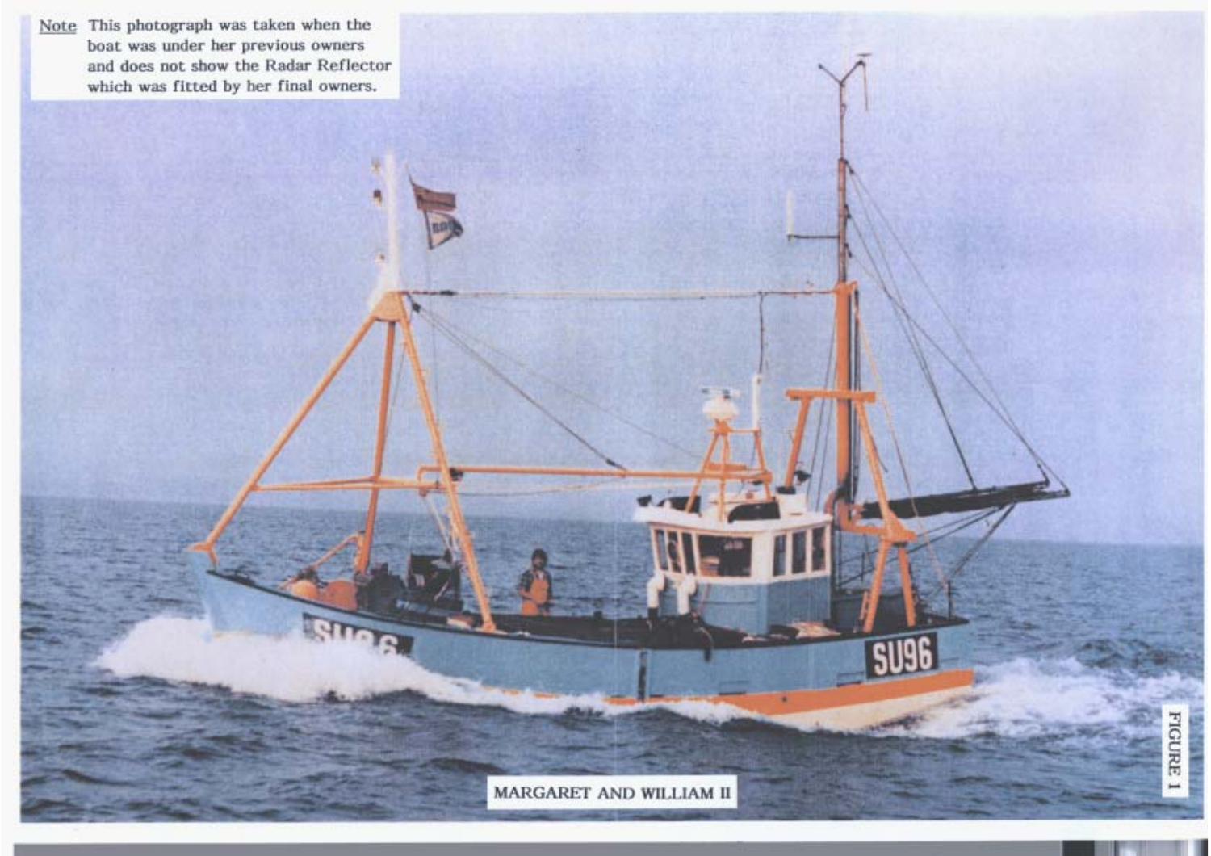<u>Note</u> This photograph was taken when the boat was under her previous owners and does not show the Radar Reflector which was fitted by her final owners.

MARGARET AND WILLIAM II

FIGURE 1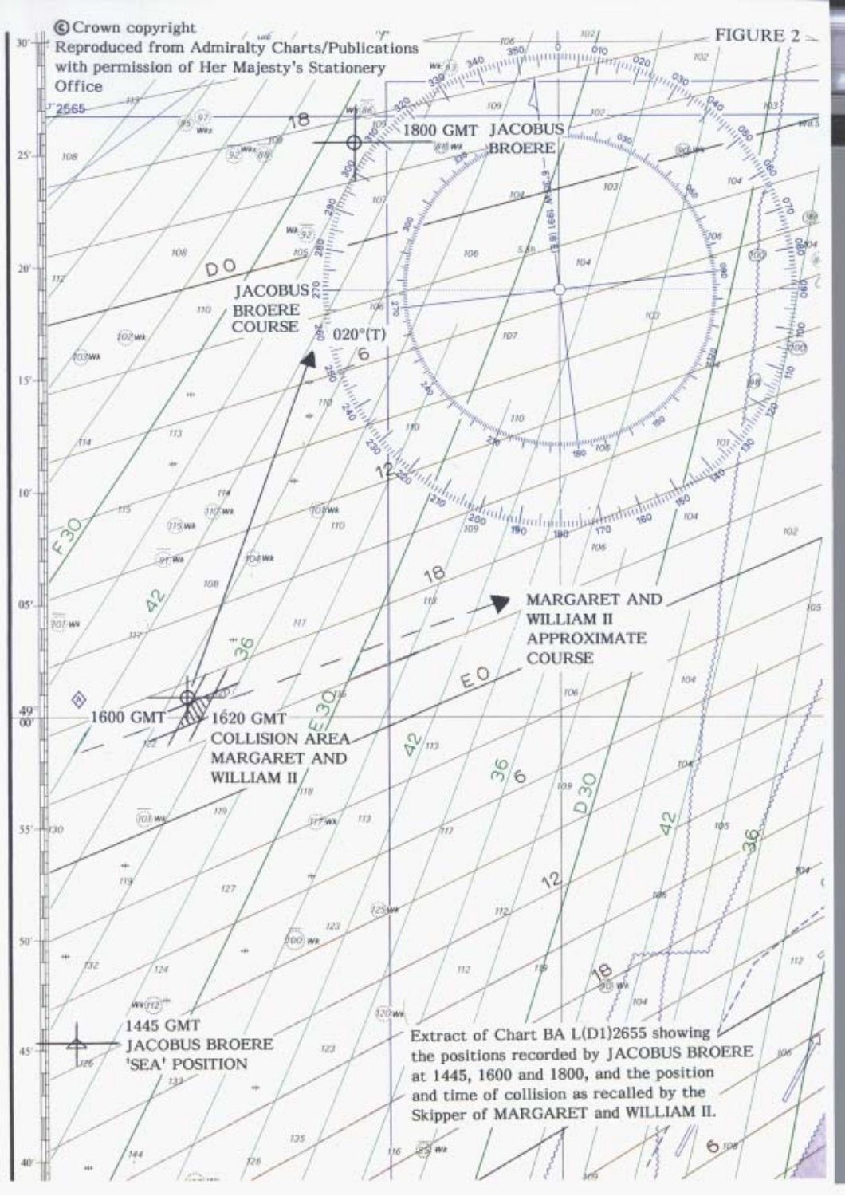© Crown copyright
Reproduced from Admiralty Charts/Publications with permission of Her Majesty's Stationery Office

FIGURE 2

1800 GMT JACOBUS BROERE

JACOBUS BROERE COURSE 020°(T)

MARGARET AND WILLIAM II APPROXIMATE COURSE

1600 GMT

1620 GMT COLLISION AREA MARGARET AND WILLIAM II

1445 GMT JACOBUS BROERE 'SEA' POSITION

Extract of Chart BA L(D1)2655 showing the positions recorded by JACOBUS BROERE at 1445, 1600 and 1800, and the position and time of collision as recalled by the Skipper of MARGARET and WILLIAM II.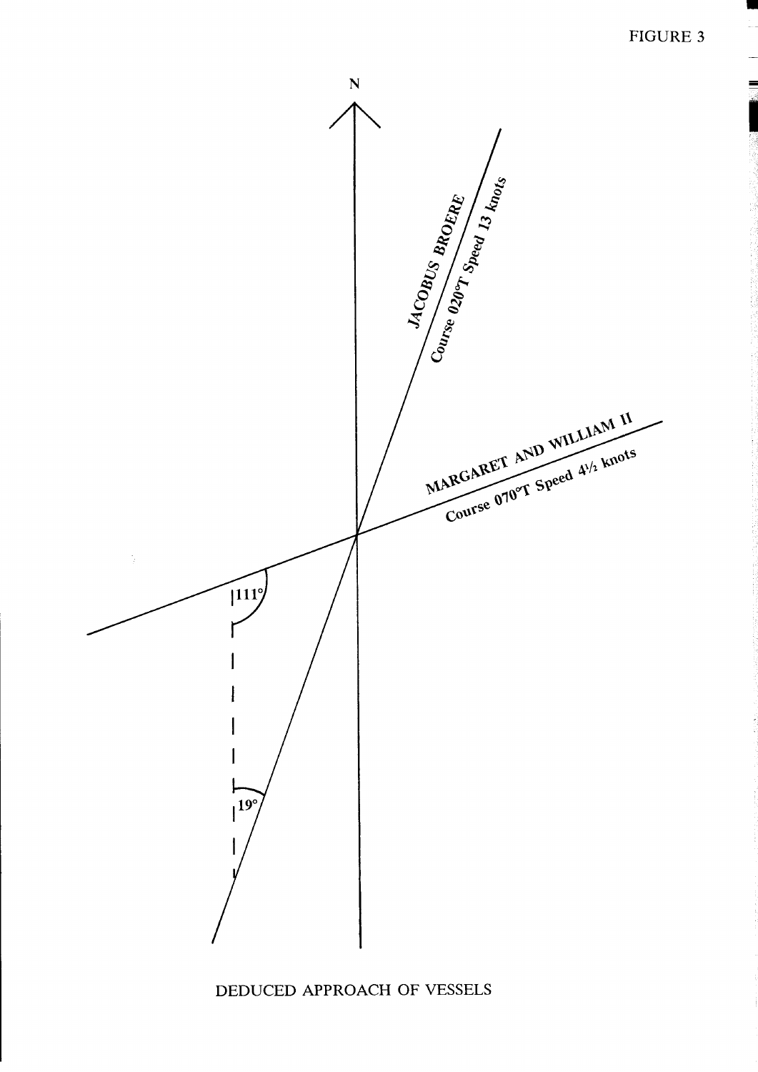FIGURE 3

N

JACOBUS BROERE

Course 020°T Speed 13 knots

MARGARET AND WILLIAM II

Course 070°T Speed 4½ knots

111°

19°

DEDUCED APPROACH OF VESSELS